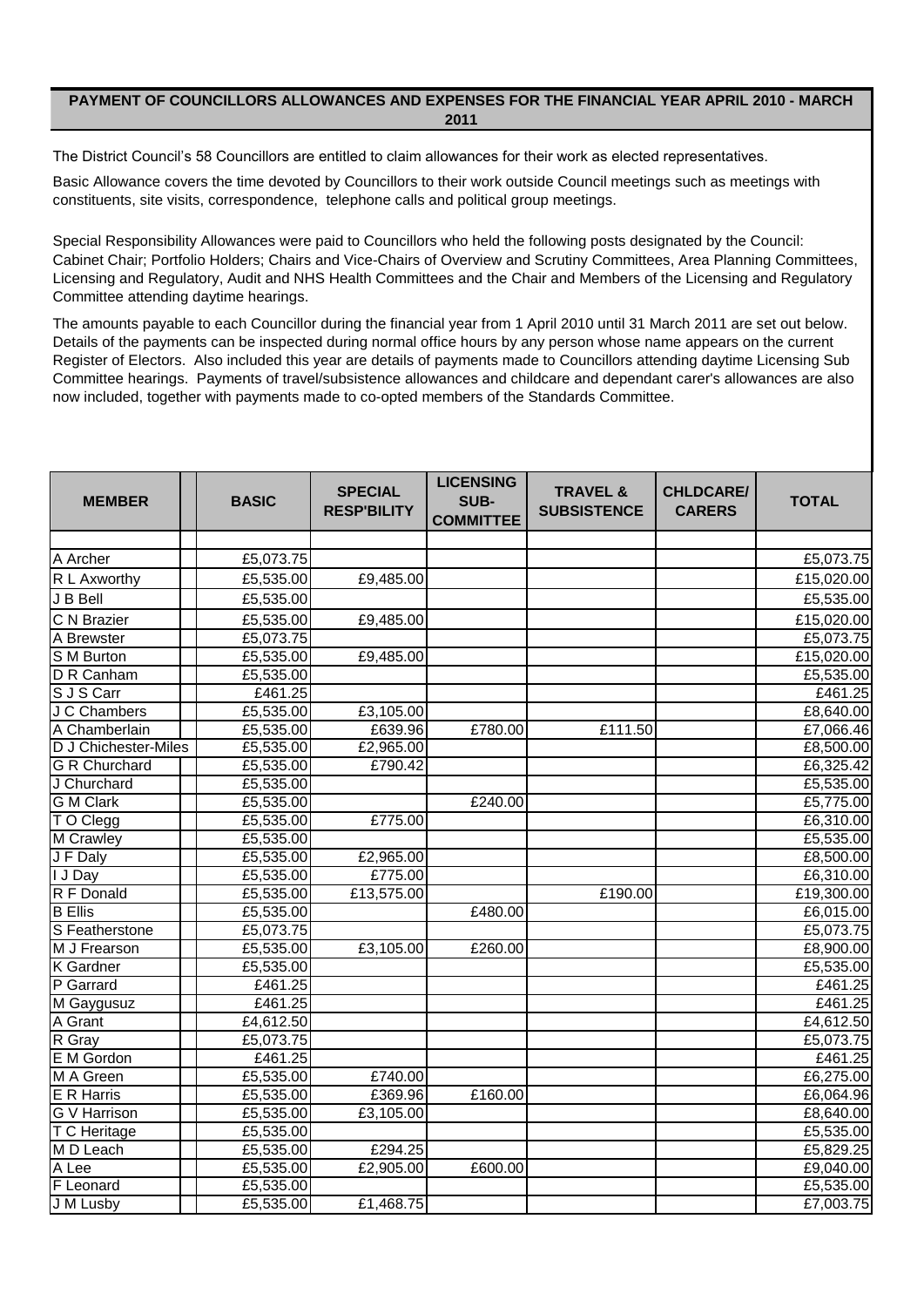## PAYMENT OF COUNCILLORS ALLOWANCES AND EXPENSES FOR THE FINANCIAL YEAR APRIL 2010 - MARCH 2011

The District Council's 58 Councillors are entitled to claim allowances for their work as elected representatives.

Basic Allowance covers the time devoted by Councillors to their work outside Council meetings such as meetings with constituents, site visits, correspondence, telephone calls and political group meetings.

Special Responsibility Allowances were paid to Councillors who held the following posts designated by the Council: Cabinet Chair; Portfolio Holders; Chairs and Vice-Chairs of Overview and Scrutiny Committees, Area Planning Committees, Licensing and Regulatory, Audit and NHS Health Committees and the Chair and Members of the Licensing and Regulatory Committee attending daytime hearings.

The amounts payable to each Councillor during the financial year from 1 April 2010 until 31 March 2011 are set out below. Details of the payments can be inspected during normal office hours by any person whose name appears on the current Register of Electors. Also included this year are details of payments made to Councillors attending daytime Licensing Sub Committee hearings. Payments of travel/subsistence allowances and childcare and dependant carer's allowances are also now included, together with payments made to co-opted members of the Standards Committee.

| MEMBER | | BASIC | SPECIAL RESP'BILITY | LICENSING SUB-COMMITTEE | TRAVEL & SUBSISTENCE | CHLDCARE/ CARERS | TOTAL |
|---|---|---|---|---|---|---|---|
| | | | | | | | |
| A Archer | | £5,073.75 | | | | | £5,073.75 |
| R L Axworthy | | £5,535.00 | £9,485.00 | | | | £15,020.00 |
| J B Bell | | £5,535.00 | | | | | £5,535.00 |
| C N Brazier | | £5,535.00 | £9,485.00 | | | | £15,020.00 |
| A Brewster | | £5,073.75 | | | | | £5,073.75 |
| S M Burton | | £5,535.00 | £9,485.00 | | | | £15,020.00 |
| D R Canham | | £5,535.00 | | | | | £5,535.00 |
| S J S Carr | | £461.25 | | | | | £461.25 |
| J C Chambers | | £5,535.00 | £3,105.00 | | | | £8,640.00 |
| A Chamberlain | | £5,535.00 | £639.96 | £780.00 | £111.50 | | £7,066.46 |
| D J Chichester-Miles | | £5,535.00 | £2,965.00 | | | | £8,500.00 |
| G R Churchard | | £5,535.00 | £790.42 | | | | £6,325.42 |
| J Churchard | | £5,535.00 | | | | | £5,535.00 |
| G M Clark | | £5,535.00 | | £240.00 | | | £5,775.00 |
| T O Clegg | | £5,535.00 | £775.00 | | | | £6,310.00 |
| M Crawley | | £5,535.00 | | | | | £5,535.00 |
| J F Daly | | £5,535.00 | £2,965.00 | | | | £8,500.00 |
| I J Day | | £5,535.00 | £775.00 | | | | £6,310.00 |
| R F Donald | | £5,535.00 | £13,575.00 | | £190.00 | | £19,300.00 |
| B Ellis | | £5,535.00 | | £480.00 | | | £6,015.00 |
| S Featherstone | | £5,073.75 | | | | | £5,073.75 |
| M J Frearson | | £5,535.00 | £3,105.00 | £260.00 | | | £8,900.00 |
| K Gardner | | £5,535.00 | | | | | £5,535.00 |
| P Garrard | | £461.25 | | | | | £461.25 |
| M Gaygusuz | | £461.25 | | | | | £461.25 |
| A Grant | | £4,612.50 | | | | | £4,612.50 |
| R Gray | | £5,073.75 | | | | | £5,073.75 |
| E M Gordon | | £461.25 | | | | | £461.25 |
| M A Green | | £5,535.00 | £740.00 | | | | £6,275.00 |
| E R Harris | | £5,535.00 | £369.96 | £160.00 | | | £6,064.96 |
| G V Harrison | | £5,535.00 | £3,105.00 | | | | £8,640.00 |
| T C Heritage | | £5,535.00 | | | | | £5,535.00 |
| M D Leach | | £5,535.00 | £294.25 | | | | £5,829.25 |
| A Lee | | £5,535.00 | £2,905.00 | £600.00 | | | £9,040.00 |
| F Leonard | | £5,535.00 | | | | | £5,535.00 |
| J M Lusby | | £5,535.00 | £1,468.75 | | | | £7,003.75 |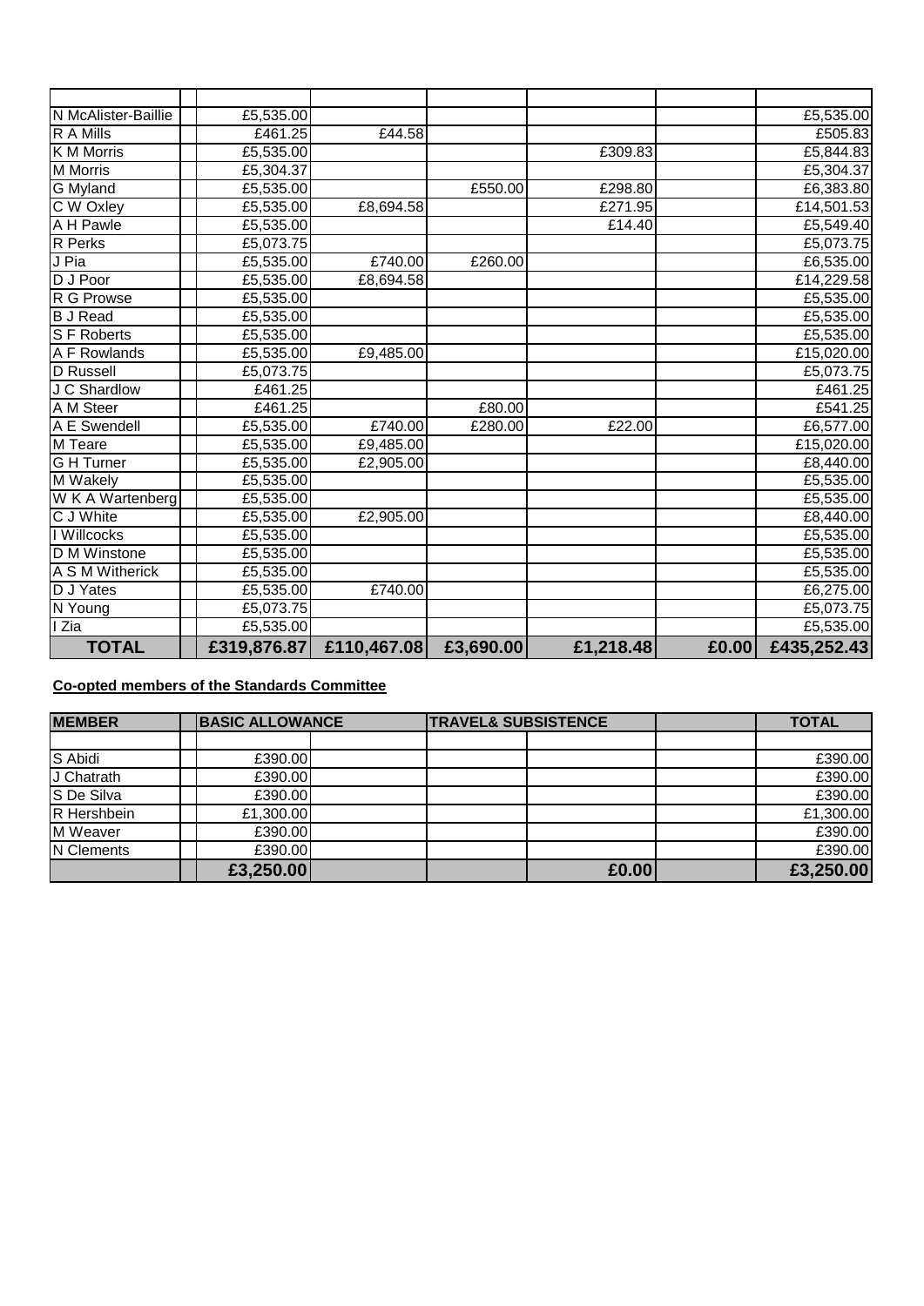| | | | | | | | |
|---|---|---|---|---|---|---|---|
| N McAlister-Baillie | | £5,535.00 | | | | | £5,535.00 |
| R A Mills | | £461.25 | £44.58 | | | | £505.83 |
| K M Morris | | £5,535.00 | | | £309.83 | | £5,844.83 |
| M Morris | | £5,304.37 | | | | | £5,304.37 |
| G Myland | | £5,535.00 | | £550.00 | £298.80 | | £6,383.80 |
| C W Oxley | | £5,535.00 | £8,694.58 | | £271.95 | | £14,501.53 |
| A H Pawle | | £5,535.00 | | | £14.40 | | £5,549.40 |
| R Perks | | £5,073.75 | | | | | £5,073.75 |
| J Pia | | £5,535.00 | £740.00 | £260.00 | | | £6,535.00 |
| D J Poor | | £5,535.00 | £8,694.58 | | | | £14,229.58 |
| R G Prowse | | £5,535.00 | | | | | £5,535.00 |
| B J Read | | £5,535.00 | | | | | £5,535.00 |
| S F Roberts | | £5,535.00 | | | | | £5,535.00 |
| A F Rowlands | | £5,535.00 | £9,485.00 | | | | £15,020.00 |
| D Russell | | £5,073.75 | | | | | £5,073.75 |
| J C Shardlow | | £461.25 | | | | | £461.25 |
| A M Steer | | £461.25 | | £80.00 | | | £541.25 |
| A E Swendell | | £5,535.00 | £740.00 | £280.00 | £22.00 | | £6,577.00 |
| M Teare | | £5,535.00 | £9,485.00 | | | | £15,020.00 |
| G H Turner | | £5,535.00 | £2,905.00 | | | | £8,440.00 |
| M Wakely | | £5,535.00 | | | | | £5,535.00 |
| W K A Wartenberg | | £5,535.00 | | | | | £5,535.00 |
| C J White | | £5,535.00 | £2,905.00 | | | | £8,440.00 |
| I Willcocks | | £5,535.00 | | | | | £5,535.00 |
| D M Winstone | | £5,535.00 | | | | | £5,535.00 |
| A S M Witherick | | £5,535.00 | | | | | £5,535.00 |
| D J Yates | | £5,535.00 | £740.00 | | | | £6,275.00 |
| N Young | | £5,073.75 | | | | | £5,073.75 |
| I Zia | | £5,535.00 | | | | | £5,535.00 |
| **TOTAL** | | **£319,876.87** | **£110,467.08** | **£3,690.00** | **£1,218.48** | **£0.00** | **£435,252.43** |

**Co-opted members of the Standards Committee**

| MEMBER | | BASIC ALLOWANCE | | TRAVEL& SUBSISTENCE | | | TOTAL |
|---|---|---|---|---|---|---|---|
| | | | | | | | |
| S Abidi | | £390.00 | | | | | £390.00 |
| J Chatrath | | £390.00 | | | | | £390.00 |
| S De Silva | | £390.00 | | | | | £390.00 |
| R Hershbein | | £1,300.00 | | | | | £1,300.00 |
| M Weaver | | £390.00 | | | | | £390.00 |
| N Clements | | £390.00 | | | | | £390.00 |
| | | **£3,250.00** | | | **£0.00** | | **£3,250.00** |